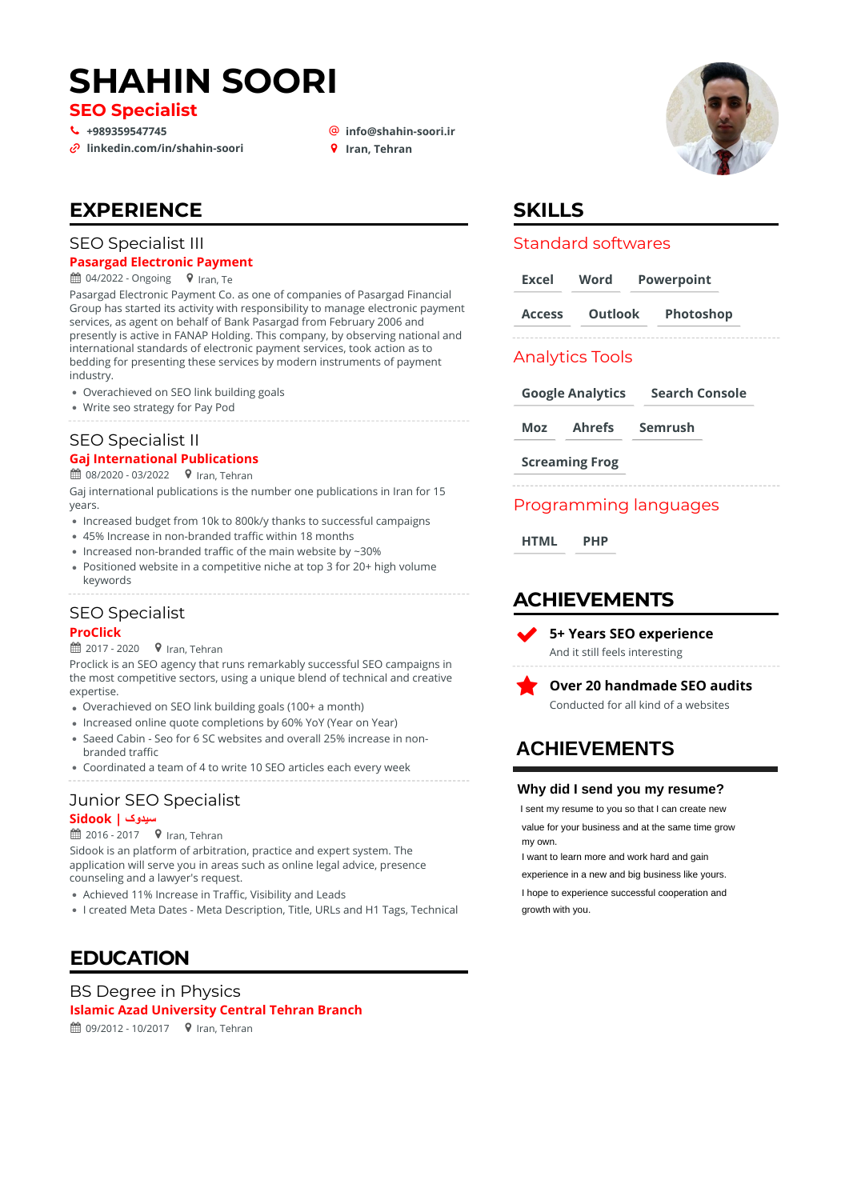# SHAHIN SOORI

**SEO Specialist**

+989359547745
linkedin.com/in/shahin-soori
info@shahin-soori.ir
Iran, Tehran

## EXPERIENCE

### SEO Specialist III

**Pasargad Electronic Payment**

04/2022 - Ongoing   Iran, Te

Pasargad Electronic Payment Co. as one of companies of Pasargad Financial Group has started its activity with responsibility to manage electronic payment services, as agent on behalf of Bank Pasargad from February 2006 and presently is active in FANAP Holding. This company, by observing national and international standards of electronic payment services, took action as to bedding for presenting these services by modern instruments of payment industry.

- Overachieved on SEO link building goals
- Write seo strategy for Pay Pod

### SEO Specialist II

**Gaj International Publications**

08/2020 - 03/2022   Iran, Tehran

Gaj international publications is the number one publications in Iran for 15 years.

- Increased budget from 10k to 800k/y thanks to successful campaigns
- 45% Increase in non-branded traffic within 18 months
- Increased non-branded traffic of the main website by ~30%
- Positioned website in a competitive niche at top 3 for 20+ high volume keywords

### SEO Specialist

**ProClick**

2017 - 2020   Iran, Tehran

Proclick is an SEO agency that runs remarkably successful SEO campaigns in the most competitive sectors, using a unique blend of technical and creative expertise.

- Overachieved on SEO link building goals (100+ a month)
- Increased online quote completions by 60% YoY (Year on Year)
- Saeed Cabin - Seo for 6 SC websites and overall 25% increase in non-branded traffic
- Coordinated a team of 4 to write 10 SEO articles each every week

### Junior SEO Specialist

**Sidook | سیدوک**

2016 - 2017   Iran, Tehran

Sidook is an platform of arbitration, practice and expert system. The application will serve you in areas such as online legal advice, presence counseling and a lawyer's request.

- Achieved 11% Increase in Traffic, Visibility and Leads
- I created Meta Dates - Meta Description, Title, URLs and H1 Tags, Technical

## EDUCATION

### BS Degree in Physics

**Islamic Azad University Central Tehran Branch**

09/2012 - 10/2017   Iran, Tehran

## SKILLS

### Standard softwares

Excel, Word, Powerpoint, Access, Outlook, Photoshop

### Analytics Tools

Google Analytics, Search Console, Moz, Ahrefs, Semrush, Screaming Frog

### Programming languages

HTML, PHP

## ACHIEVEMENTS

**5+ Years SEO experience**
And it still feels interesting

**Over 20 handmade SEO audits**
Conducted for all kind of a websites

## ACHIEVEMENTS

**Why did I send you my resume?**

I sent my resume to you so that I can create new value for your business and at the same time grow my own.
I want to learn more and work hard and gain experience in a new and big business like yours.
I hope to experience successful cooperation and growth with you.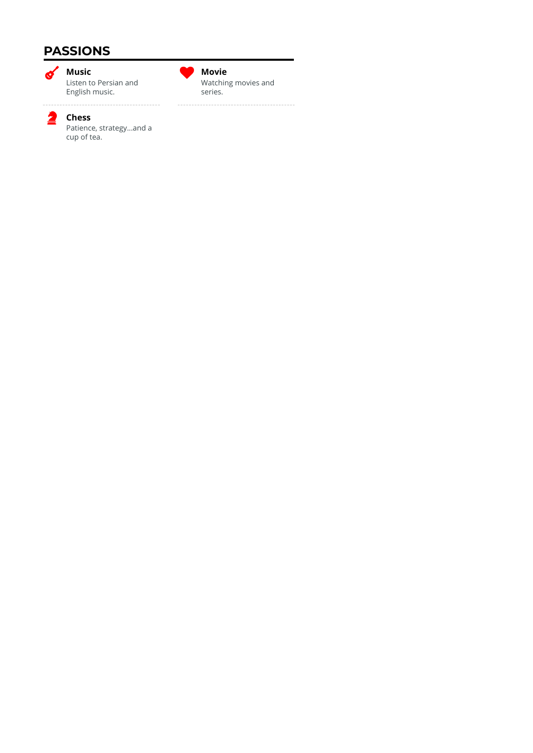## PASSIONS

**Music**
Listen to Persian and English music.

**Movie**
Watching movies and series.

**Chess**
Patience, strategy...and a cup of tea.